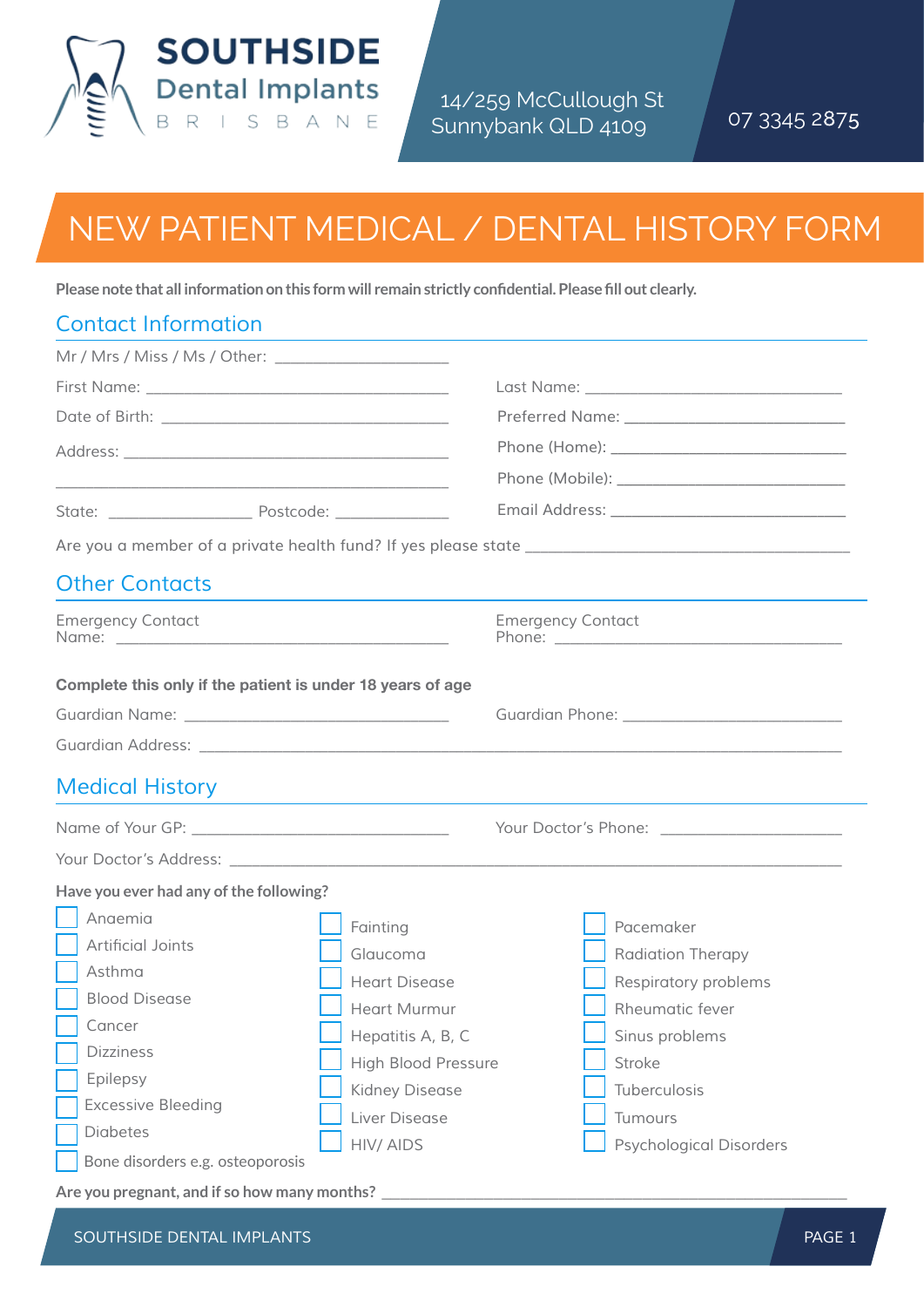# SOUTHSIDE Dental Implants BRISBANE

14/259 McCullough St
Sunnybank QLD 4109

07 3345 2875

# NEW PATIENT MEDICAL / DENTAL HISTORY FORM

**Please note that all information on this form will remain strictly confidential. Please fill out clearly.**

## Contact Information

Mr / Mrs / Miss / Ms / Other: ____________________

First Name: ____________________ Last Name: ____________________

Date of Birth: ____________________ Preferred Name: ____________________

Address: ____________________ Phone (Home): ____________________

____________________ Phone (Mobile): ____________________

State: __________ Postcode: __________ Email Address: ____________________

Are you a member of a private health fund? If yes please state ____________________

## Other Contacts

Emergency Contact Name: ____________________ Emergency Contact Phone: ____________________

**Complete this only if the patient is under 18 years of age**

Guardian Name: ____________________ Guardian Phone: ____________________

Guardian Address: ____________________

## Medical History

Name of Your GP: ____________________ Your Doctor's Phone: ____________________

Your Doctor's Address: ____________________

**Have you ever had any of the following?**

- ☐ Anaemia
- ☐ Artificial Joints
- ☐ Asthma
- ☐ Blood Disease
- ☐ Cancer
- ☐ Dizziness
- ☐ Epilepsy
- ☐ Excessive Bleeding
- ☐ Diabetes
- ☐ Bone disorders e.g. osteoporosis
- ☐ Fainting
- ☐ Glaucoma
- ☐ Heart Disease
- ☐ Heart Murmur
- ☐ Hepatitis A, B, C
- ☐ High Blood Pressure
- ☐ Kidney Disease
- ☐ Liver Disease
- ☐ HIV/ AIDS
- ☐ Pacemaker
- ☐ Radiation Therapy
- ☐ Respiratory problems
- ☐ Rheumatic fever
- ☐ Sinus problems
- ☐ Stroke
- ☐ Tuberculosis
- ☐ Tumours
- ☐ Psychological Disorders

**Are you pregnant, and if so how many months?** ____________________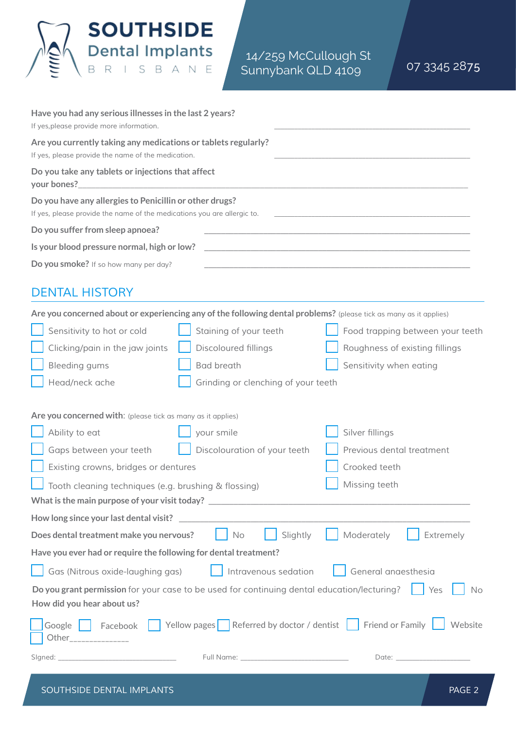**SOUTHSIDE Dental Implants**
B R I S B A N E

14/259 McCullough St
Sunnybank QLD 4109

07 3345 2875

**Have you had any serious illnesses in the last 2 years?**
If yes,please provide more information. ______________________________________________

**Are you currently taking any medications or tablets regularly?**
If yes, please provide the name of the medication. ______________________________________________

**Do you take any tablets or injections that affect your bones?**______________________________________________

**Do you have any allergies to Penicillin or other drugs?**
If yes, please provide the name of the medications you are allergic to. ______________________________________________

**Do you suffer from sleep apnoea?** ______________________________________________

**Is your blood pressure normal, high or low?** ______________________________________________

**Do you smoke?** If so how many per day? ______________________________________________

## DENTAL HISTORY

**Are you concerned about or experiencing any of the following dental problems?** (please tick as many as it applies)

- ☐ Sensitivity to hot or cold
- ☐ Staining of your teeth
- ☐ Food trapping between your teeth
- ☐ Clicking/pain in the jaw joints
- ☐ Discoloured fillings
- ☐ Roughness of existing fillings
- ☐ Bleeding gums
- ☐ Bad breath
- ☐ Sensitivity when eating
- ☐ Head/neck ache
- ☐ Grinding or clenching of your teeth

**Are you concerned with:** (please tick as many as it applies)

- ☐ Ability to eat
- ☐ your smile
- ☐ Silver fillings
- ☐ Gaps between your teeth
- ☐ Discolouration of your teeth
- ☐ Previous dental treatment
- ☐ Existing crowns, bridges or dentures
- ☐ Crooked teeth
- ☐ Tooth cleaning techniques (e.g. brushing & flossing)
- ☐ Missing teeth

**What is the main purpose of your visit today?** ______________________________________________

**How long since your last dental visit?** ______________________________________________

**Does dental treatment make you nervous?** ☐ No ☐ Slightly ☐ Moderately ☐ Extremely

**Have you ever had or require the following for dental treatment?**

☐ Gas (Nitrous oxide-laughing gas) ☐ Intravenous sedation ☐ General anaesthesia

**Do you grant permission** for your case to be used for continuing dental education/lecturing? ☐ Yes ☐ No

**How did you hear about us?**

☐ Google ☐ Facebook ☐ Yellow pages ☐ Referred by doctor / dentist ☐ Friend or Family ☐ Website
☐ Other______________

Signed: ______________________ Full Name: ______________________ Date: ______________